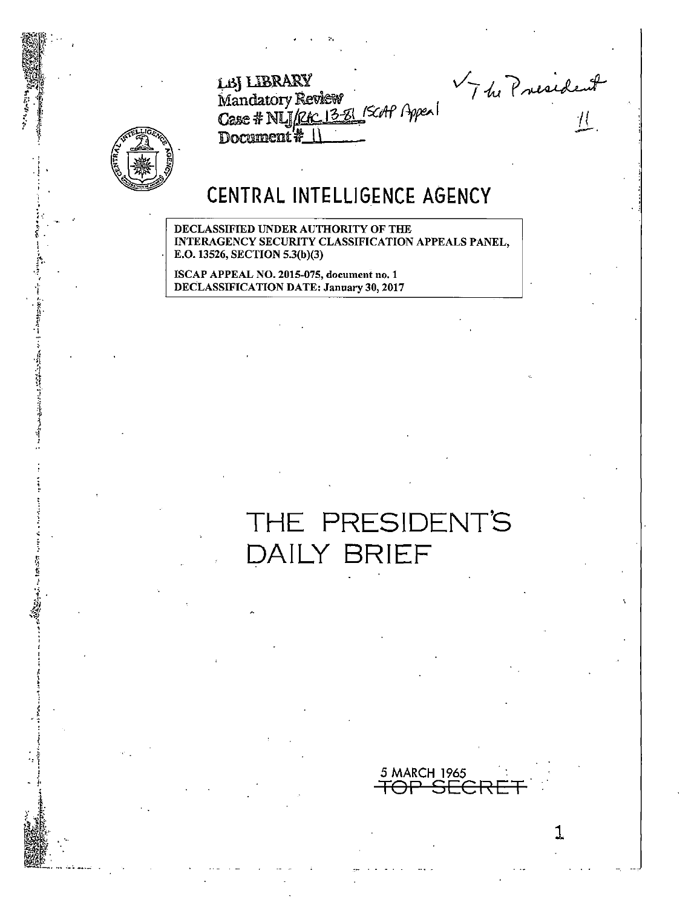LBJ LIBRARY
Mandatory Review
Case # NLJ/RAC 13-81 ISCAP Appeal
Document # 11

✓ The President
11

# CENTRAL INTELLIGENCE AGENCY

DECLASSIFIED UNDER AUTHORITY OF THE INTERAGENCY SECURITY CLASSIFICATION APPEALS PANEL, E.O. 13526, SECTION 5.3(b)(3)

ISCAP APPEAL NO. 2015-075, document no. 1
DECLASSIFICATION DATE: January 30, 2017

# THE PRESIDENT'S DAILY BRIEF

5 MARCH 1965
~~TOP SECRET~~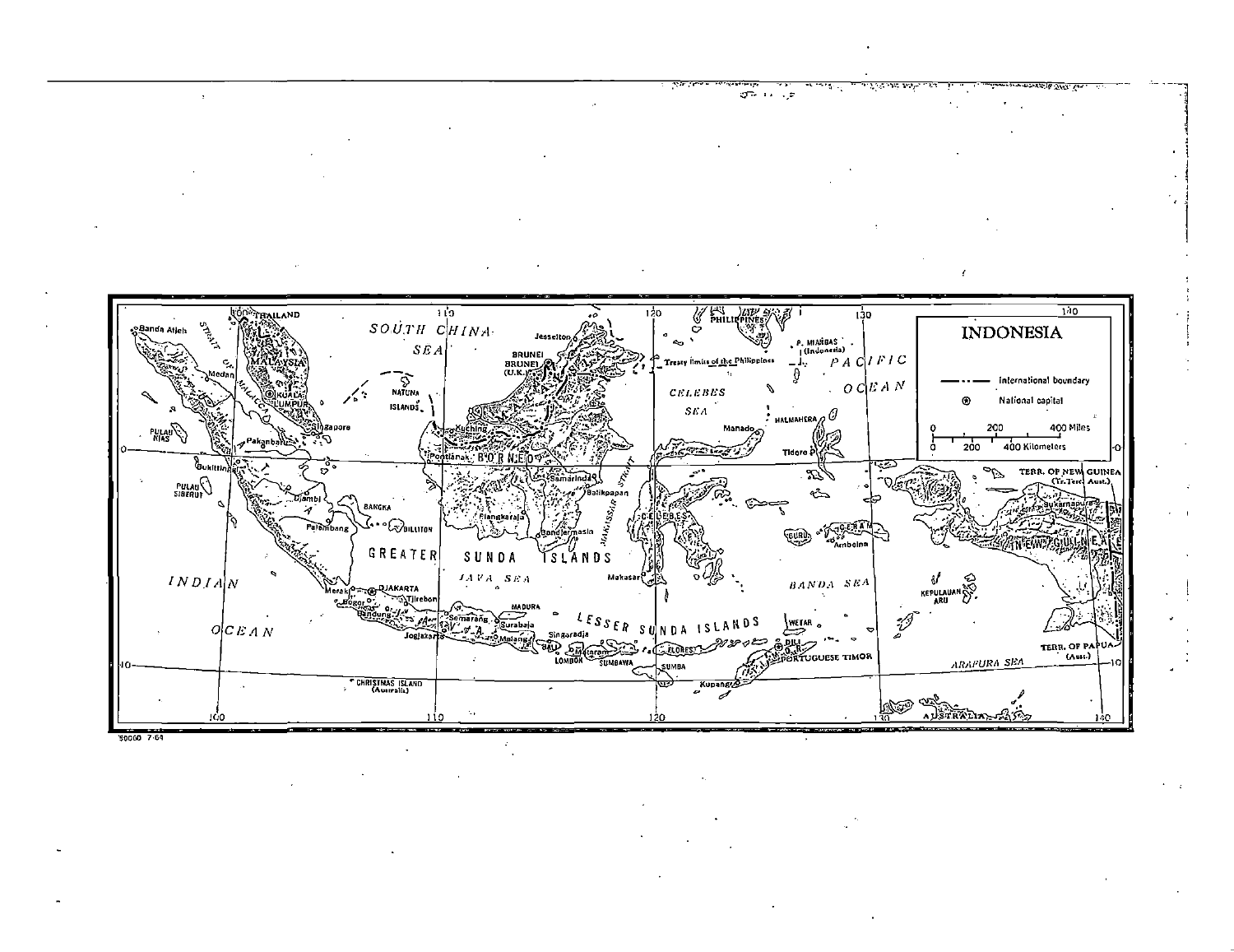# INDONESIA

International boundary

National capital

0 200 400 Miles

0 200 400 Kilometers

50000 7-64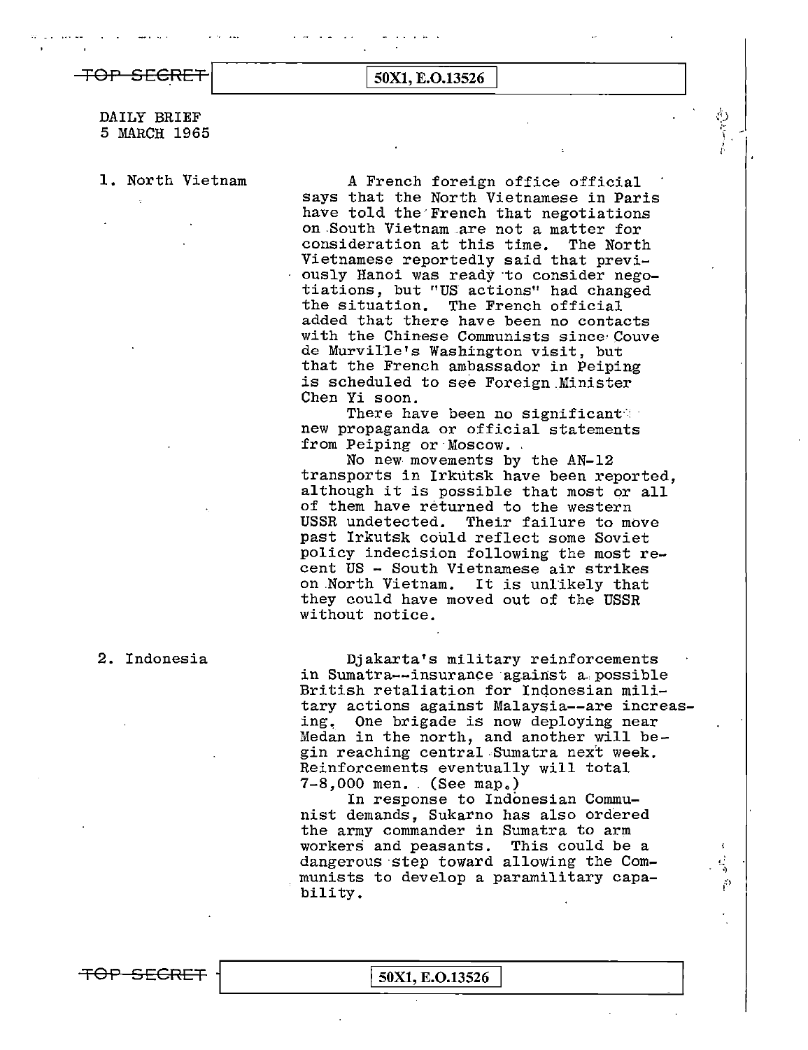TOP SECRET 50X1, E.O.13526

DAILY BRIEF
5 MARCH 1965

1. North Vietnam

A French foreign office official says that the North Vietnamese in Paris have told the French that negotiations on South Vietnam are not a matter for consideration at this time. The North Vietnamese reportedly said that previously Hanoi was ready to consider negotiations, but "US actions" had changed the situation. The French official added that there have been no contacts with the Chinese Communists since Couve de Murville's Washington visit, but that the French ambassador in Peiping is scheduled to see Foreign Minister Chen Yi soon.

There have been no significant new propaganda or official statements from Peiping or Moscow.

No new movements by the AN-12 transports in Irkutsk have been reported, although it is possible that most or all of them have returned to the western USSR undetected. Their failure to move past Irkutsk could reflect some Soviet policy indecision following the most recent US - South Vietnamese air strikes on North Vietnam. It is unlikely that they could have moved out of the USSR without notice.

2. Indonesia

Djakarta's military reinforcements in Sumatra--insurance against a possible British retaliation for Indonesian military actions against Malaysia--are increasing. One brigade is now deploying near Medan in the north, and another will begin reaching central Sumatra next week. Reinforcements eventually will total 7-8,000 men. (See map.)

In response to Indonesian Communist demands, Sukarno has also ordered the army commander in Sumatra to arm workers and peasants. This could be a dangerous step toward allowing the Communists to develop a paramilitary capability.

TOP SECRET 50X1, E.O.13526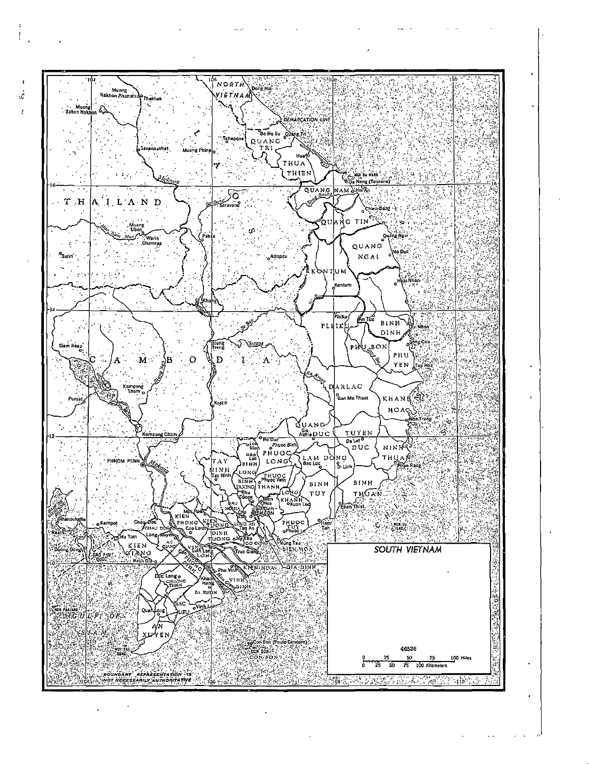SOUTH VIETNAM

46536

BOUNDARY REPRESENTATION IS NOT NECESSARILY AUTHORITATIVE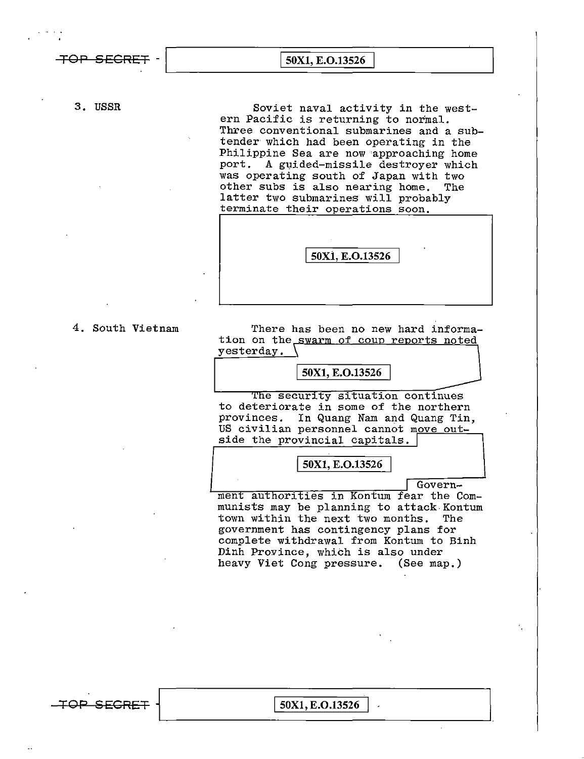3. USSR

Soviet naval activity in the western Pacific is returning to normal. Three conventional submarines and a sub-tender which had been operating in the Philippine Sea are now approaching home port. A guided-missile destroyer which was operating south of Japan with two other subs is also nearing home. The latter two submarines will probably terminate their operations soon.

50X1, E.O.13526

4. South Vietnam

There has been no new hard information on the swarm of coup reports noted yesterday.

50X1, E.O.13526

The security situation continues to deteriorate in some of the northern provinces. In Quang Nam and Quang Tin, US civilian personnel cannot move outside the provincial capitals.

50X1, E.O.13526

Government authorities in Kontum fear the Communists may be planning to attack Kontum town within the next two months. The government has contingency plans for complete withdrawal from Kontum to Binh Dinh Province, which is also under heavy Viet Cong pressure. (See map.)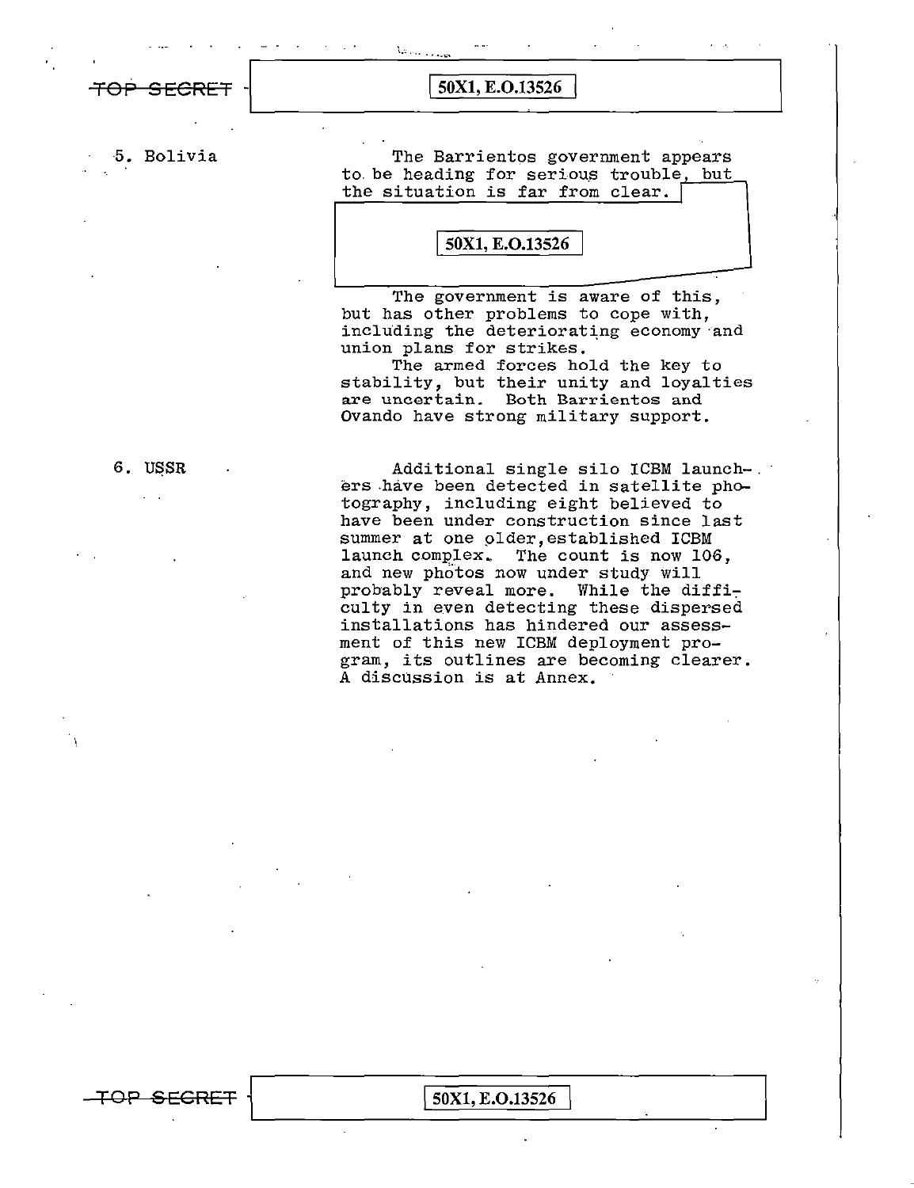5. Bolivia

The Barrientos government appears to be heading for serious trouble, but the situation is far from clear.

50X1, E.O.13526

The government is aware of this, but has other problems to cope with, including the deteriorating economy and union plans for strikes.

The armed forces hold the key to stability, but their unity and loyalties are uncertain. Both Barrientos and Ovando have strong military support.

6. USSR

Additional single silo ICBM launchers have been detected in satellite photography, including eight believed to have been under construction since last summer at one older, established ICBM launch complex. The count is now 106, and new photos now under study will probably reveal more. While the difficulty in even detecting these dispersed installations has hindered our assessment of this new ICBM deployment program, its outlines are becoming clearer. A discussion is at Annex.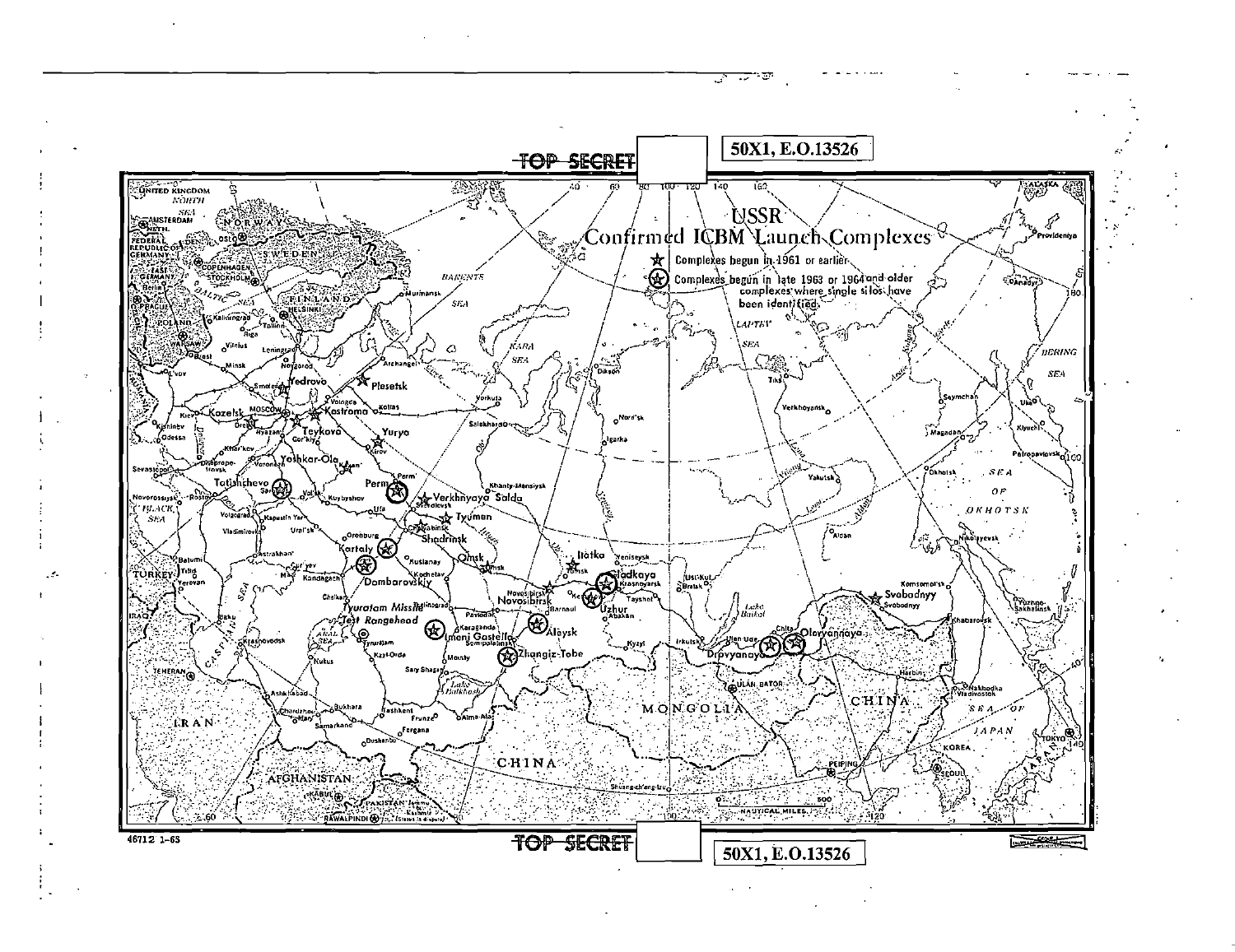TOP SECRET

50X1, E.O.13526

# USSR Confirmed ICBM Launch Complexes

☆ Complexes begun in 1961 or earlier

⊛ Complexes begun in late 1963 or 1964 and older complexes where single silos have been identified

Yedrovo, Plesetsk, Kozelsk, Kostroma, Teykovo, Yurya, Yoshkar-Ola, Tatishchevo, Perm, Verkhnyaya Salda, Tyumen, Shadrinsk, Kartaly, Dombarovskiy, Omsk, Itatka, Gladkaya, Uzhur, Novosibirsk, Aleysk, Imeni Gastello, Zhangiz-Tobe, Tyuratam Missile Test Rangehead, Drovyanaya, Olovyannaya, Svobodnyy

46712 1-65

TOP SECRET

50X1, E.O.13526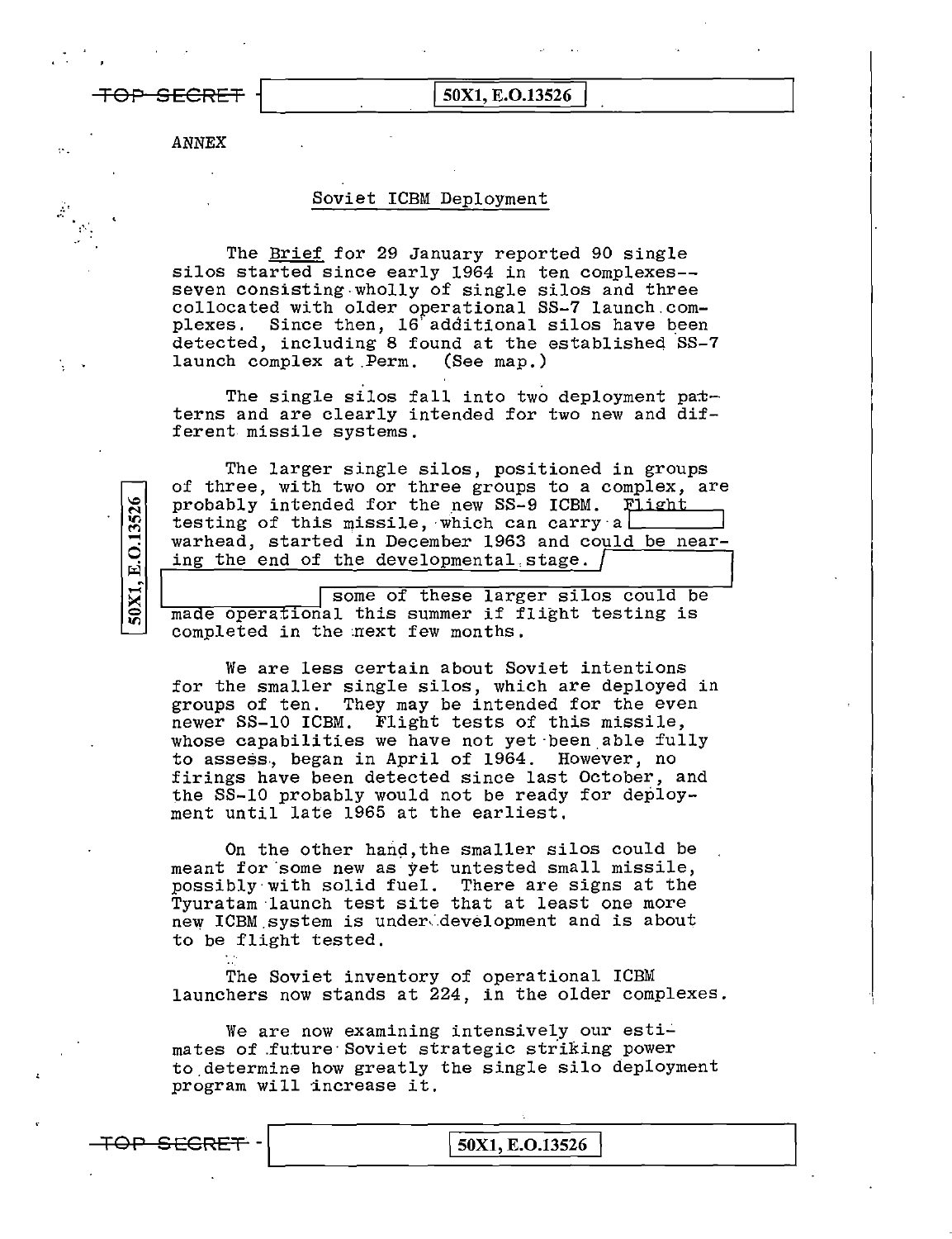ANNEX

## Soviet ICBM Deployment

The Brief for 29 January reported 90 single silos started since early 1964 in ten complexes--seven consisting wholly of single silos and three collocated with older operational SS-7 launch complexes. Since then, 16 additional silos have been detected, including 8 found at the established SS-7 launch complex at Perm. (See map.)

The single silos fall into two deployment patterns and are clearly intended for two new and different missile systems.

The larger single silos, positioned in groups of three, with two or three groups to a complex, are probably intended for the new SS-9 ICBM. Flight testing of this missile, which can carry a [redacted] warhead, started in December 1963 and could be nearing the end of the developmental stage. [redacted] some of these larger silos could be made operational this summer if flight testing is completed in the next few months.

We are less certain about Soviet intentions for the smaller single silos, which are deployed in groups of ten. They may be intended for the even newer SS-10 ICBM. Flight tests of this missile, whose capabilities we have not yet been able fully to assess, began in April of 1964. However, no firings have been detected since last October, and the SS-10 probably would not be ready for deployment until late 1965 at the earliest.

On the other hand, the smaller silos could be meant for some new as yet untested small missile, possibly with solid fuel. There are signs at the Tyuratam launch test site that at least one more new ICBM system is under development and is about to be flight tested.

The Soviet inventory of operational ICBM launchers now stands at 224, in the older complexes.

We are now examining intensively our estimates of future Soviet strategic striking power to determine how greatly the single silo deployment program will increase it.